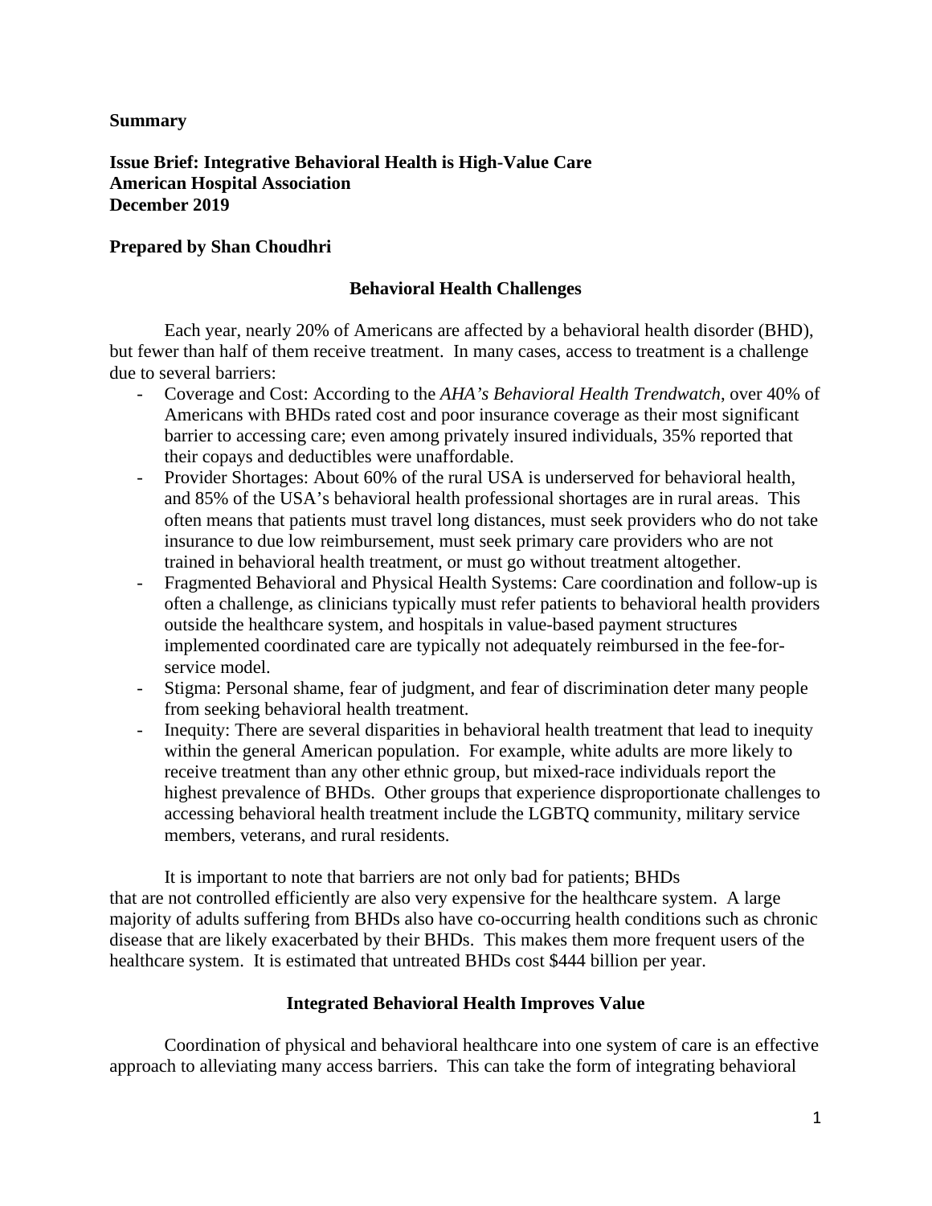**Summary**

**Issue Brief: Integrative Behavioral Health is High-Value Care**
**American Hospital Association**
**December 2019**

**Prepared by Shan Choudhri**

## Behavioral Health Challenges

Each year, nearly 20% of Americans are affected by a behavioral health disorder (BHD), but fewer than half of them receive treatment. In many cases, access to treatment is a challenge due to several barriers:

- Coverage and Cost: According to the *AHA's Behavioral Health Trendwatch*, over 40% of Americans with BHDs rated cost and poor insurance coverage as their most significant barrier to accessing care; even among privately insured individuals, 35% reported that their copays and deductibles were unaffordable.
- Provider Shortages: About 60% of the rural USA is underserved for behavioral health, and 85% of the USA's behavioral health professional shortages are in rural areas. This often means that patients must travel long distances, must seek providers who do not take insurance to due low reimbursement, must seek primary care providers who are not trained in behavioral health treatment, or must go without treatment altogether.
- Fragmented Behavioral and Physical Health Systems: Care coordination and follow-up is often a challenge, as clinicians typically must refer patients to behavioral health providers outside the healthcare system, and hospitals in value-based payment structures implemented coordinated care are typically not adequately reimbursed in the fee-for-service model.
- Stigma: Personal shame, fear of judgment, and fear of discrimination deter many people from seeking behavioral health treatment.
- Inequity: There are several disparities in behavioral health treatment that lead to inequity within the general American population. For example, white adults are more likely to receive treatment than any other ethnic group, but mixed-race individuals report the highest prevalence of BHDs. Other groups that experience disproportionate challenges to accessing behavioral health treatment include the LGBTQ community, military service members, veterans, and rural residents.

It is important to note that barriers are not only bad for patients; BHDs that are not controlled efficiently are also very expensive for the healthcare system. A large majority of adults suffering from BHDs also have co-occurring health conditions such as chronic disease that are likely exacerbated by their BHDs. This makes them more frequent users of the healthcare system. It is estimated that untreated BHDs cost $444 billion per year.

## Integrated Behavioral Health Improves Value

Coordination of physical and behavioral healthcare into one system of care is an effective approach to alleviating many access barriers. This can take the form of integrating behavioral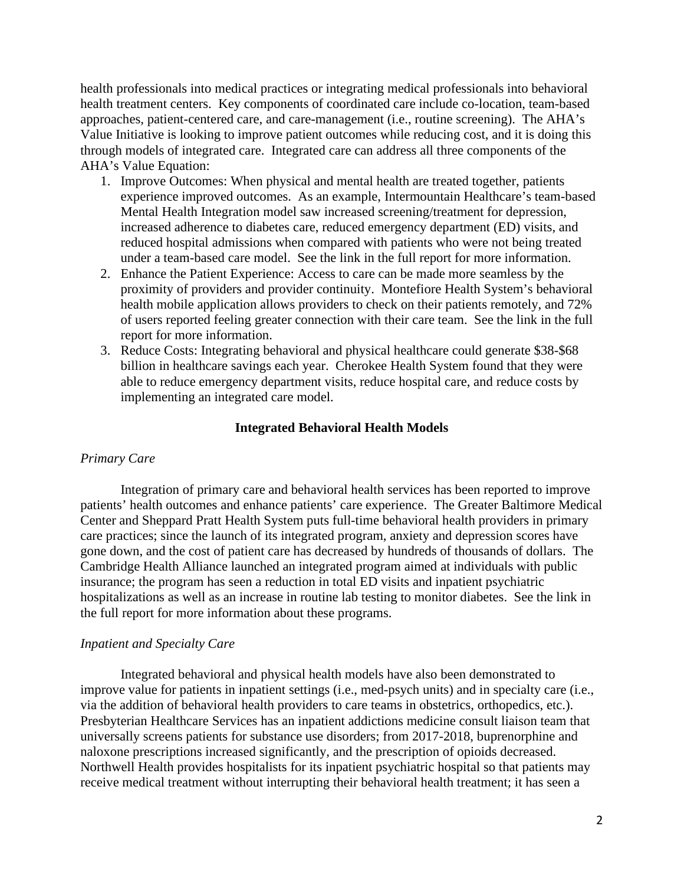health professionals into medical practices or integrating medical professionals into behavioral health treatment centers. Key components of coordinated care include co-location, team-based approaches, patient-centered care, and care-management (i.e., routine screening). The AHA's Value Initiative is looking to improve patient outcomes while reducing cost, and it is doing this through models of integrated care. Integrated care can address all three components of the AHA's Value Equation:

1. Improve Outcomes: When physical and mental health are treated together, patients experience improved outcomes. As an example, Intermountain Healthcare's team-based Mental Health Integration model saw increased screening/treatment for depression, increased adherence to diabetes care, reduced emergency department (ED) visits, and reduced hospital admissions when compared with patients who were not being treated under a team-based care model. See the link in the full report for more information.
2. Enhance the Patient Experience: Access to care can be made more seamless by the proximity of providers and provider continuity. Montefiore Health System's behavioral health mobile application allows providers to check on their patients remotely, and 72% of users reported feeling greater connection with their care team. See the link in the full report for more information.
3. Reduce Costs: Integrating behavioral and physical healthcare could generate $38-$68 billion in healthcare savings each year. Cherokee Health System found that they were able to reduce emergency department visits, reduce hospital care, and reduce costs by implementing an integrated care model.

## Integrated Behavioral Health Models

### *Primary Care*

Integration of primary care and behavioral health services has been reported to improve patients' health outcomes and enhance patients' care experience. The Greater Baltimore Medical Center and Sheppard Pratt Health System puts full-time behavioral health providers in primary care practices; since the launch of its integrated program, anxiety and depression scores have gone down, and the cost of patient care has decreased by hundreds of thousands of dollars. The Cambridge Health Alliance launched an integrated program aimed at individuals with public insurance; the program has seen a reduction in total ED visits and inpatient psychiatric hospitalizations as well as an increase in routine lab testing to monitor diabetes. See the link in the full report for more information about these programs.

### *Inpatient and Specialty Care*

Integrated behavioral and physical health models have also been demonstrated to improve value for patients in inpatient settings (i.e., med-psych units) and in specialty care (i.e., via the addition of behavioral health providers to care teams in obstetrics, orthopedics, etc.). Presbyterian Healthcare Services has an inpatient addictions medicine consult liaison team that universally screens patients for substance use disorders; from 2017-2018, buprenorphine and naloxone prescriptions increased significantly, and the prescription of opioids decreased. Northwell Health provides hospitalists for its inpatient psychiatric hospital so that patients may receive medical treatment without interrupting their behavioral health treatment; it has seen a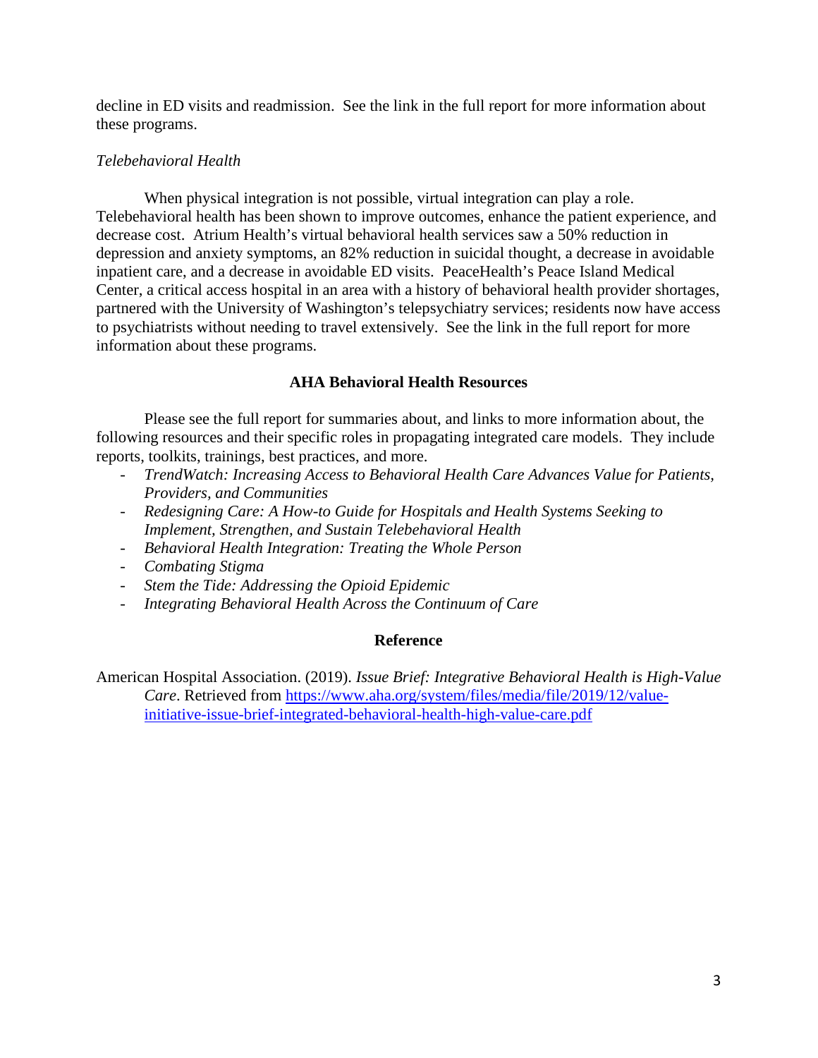decline in ED visits and readmission. See the link in the full report for more information about these programs.

*Telebehavioral Health*

When physical integration is not possible, virtual integration can play a role. Telebehavioral health has been shown to improve outcomes, enhance the patient experience, and decrease cost. Atrium Health's virtual behavioral health services saw a 50% reduction in depression and anxiety symptoms, an 82% reduction in suicidal thought, a decrease in avoidable inpatient care, and a decrease in avoidable ED visits. PeaceHealth's Peace Island Medical Center, a critical access hospital in an area with a history of behavioral health provider shortages, partnered with the University of Washington's telepsychiatry services; residents now have access to psychiatrists without needing to travel extensively. See the link in the full report for more information about these programs.

## AHA Behavioral Health Resources

Please see the full report for summaries about, and links to more information about, the following resources and their specific roles in propagating integrated care models. They include reports, toolkits, trainings, best practices, and more.

- *TrendWatch: Increasing Access to Behavioral Health Care Advances Value for Patients, Providers, and Communities*
- *Redesigning Care: A How-to Guide for Hospitals and Health Systems Seeking to Implement, Strengthen, and Sustain Telebehavioral Health*
- *Behavioral Health Integration: Treating the Whole Person*
- *Combating Stigma*
- *Stem the Tide: Addressing the Opioid Epidemic*
- *Integrating Behavioral Health Across the Continuum of Care*

## Reference

American Hospital Association. (2019). *Issue Brief: Integrative Behavioral Health is High-Value Care*. Retrieved from https://www.aha.org/system/files/media/file/2019/12/value-initiative-issue-brief-integrated-behavioral-health-high-value-care.pdf